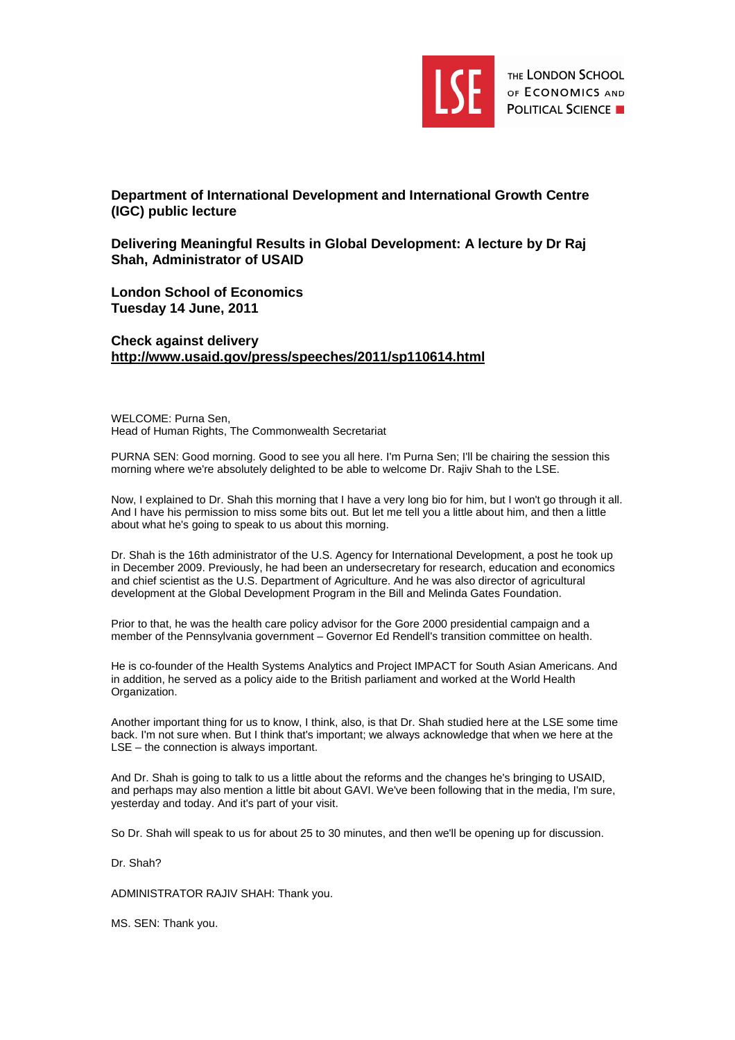THE LONDON SCHOOL OF ECONOMICS AND POLITICAL SCIENCE

**Department of International Development and International Growth Centre (IGC) public lecture**

**Delivering Meaningful Results in Global Development: A lecture by Dr Raj Shah, Administrator of USAID**

**London School of Economics**
**Tuesday 14 June, 2011**

**Check against delivery**
**http://www.usaid.gov/press/speeches/2011/sp110614.html**

WELCOME: Purna Sen,
Head of Human Rights, The Commonwealth Secretariat

PURNA SEN: Good morning. Good to see you all here. I'm Purna Sen; I'll be chairing the session this morning where we're absolutely delighted to be able to welcome Dr. Rajiv Shah to the LSE.

Now, I explained to Dr. Shah this morning that I have a very long bio for him, but I won't go through it all. And I have his permission to miss some bits out. But let me tell you a little about him, and then a little about what he's going to speak to us about this morning.

Dr. Shah is the 16th administrator of the U.S. Agency for International Development, a post he took up in December 2009. Previously, he had been an undersecretary for research, education and economics and chief scientist as the U.S. Department of Agriculture. And he was also director of agricultural development at the Global Development Program in the Bill and Melinda Gates Foundation.

Prior to that, he was the health care policy advisor for the Gore 2000 presidential campaign and a member of the Pennsylvania government – Governor Ed Rendell's transition committee on health.

He is co-founder of the Health Systems Analytics and Project IMPACT for South Asian Americans. And in addition, he served as a policy aide to the British parliament and worked at the World Health Organization.

Another important thing for us to know, I think, also, is that Dr. Shah studied here at the LSE some time back. I'm not sure when. But I think that's important; we always acknowledge that when we here at the LSE – the connection is always important.

And Dr. Shah is going to talk to us a little about the reforms and the changes he's bringing to USAID, and perhaps may also mention a little bit about GAVI. We've been following that in the media, I'm sure, yesterday and today. And it's part of your visit.

So Dr. Shah will speak to us for about 25 to 30 minutes, and then we'll be opening up for discussion.

Dr. Shah?

ADMINISTRATOR RAJIV SHAH: Thank you.

MS. SEN: Thank you.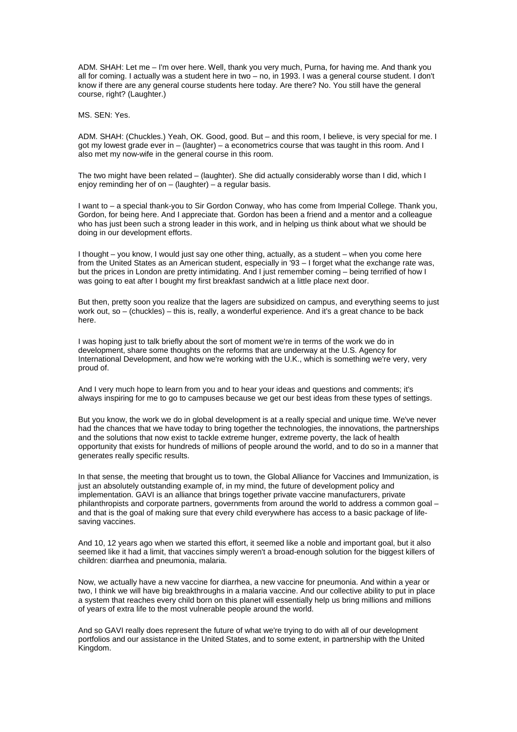ADM. SHAH: Let me – I'm over here. Well, thank you very much, Purna, for having me. And thank you all for coming. I actually was a student here in two – no, in 1993. I was a general course student. I don't know if there are any general course students here today. Are there? No. You still have the general course, right? (Laughter.)

MS. SEN: Yes.

ADM. SHAH: (Chuckles.) Yeah, OK. Good, good. But – and this room, I believe, is very special for me. I got my lowest grade ever in – (laughter) – a econometrics course that was taught in this room. And I also met my now-wife in the general course in this room.

The two might have been related – (laughter). She did actually considerably worse than I did, which I enjoy reminding her of on – (laughter) – a regular basis.

I want to – a special thank-you to Sir Gordon Conway, who has come from Imperial College. Thank you, Gordon, for being here. And I appreciate that. Gordon has been a friend and a mentor and a colleague who has just been such a strong leader in this work, and in helping us think about what we should be doing in our development efforts.

I thought – you know, I would just say one other thing, actually, as a student – when you come here from the United States as an American student, especially in '93 – I forget what the exchange rate was, but the prices in London are pretty intimidating. And I just remember coming – being terrified of how I was going to eat after I bought my first breakfast sandwich at a little place next door.

But then, pretty soon you realize that the lagers are subsidized on campus, and everything seems to just work out, so – (chuckles) – this is, really, a wonderful experience. And it's a great chance to be back here.

I was hoping just to talk briefly about the sort of moment we're in terms of the work we do in development, share some thoughts on the reforms that are underway at the U.S. Agency for International Development, and how we're working with the U.K., which is something we're very, very proud of.

And I very much hope to learn from you and to hear your ideas and questions and comments; it's always inspiring for me to go to campuses because we get our best ideas from these types of settings.

But you know, the work we do in global development is at a really special and unique time. We've never had the chances that we have today to bring together the technologies, the innovations, the partnerships and the solutions that now exist to tackle extreme hunger, extreme poverty, the lack of health opportunity that exists for hundreds of millions of people around the world, and to do so in a manner that generates really specific results.

In that sense, the meeting that brought us to town, the Global Alliance for Vaccines and Immunization, is just an absolutely outstanding example of, in my mind, the future of development policy and implementation. GAVI is an alliance that brings together private vaccine manufacturers, private philanthropists and corporate partners, governments from around the world to address a common goal – and that is the goal of making sure that every child everywhere has access to a basic package of life-saving vaccines.

And 10, 12 years ago when we started this effort, it seemed like a noble and important goal, but it also seemed like it had a limit, that vaccines simply weren't a broad-enough solution for the biggest killers of children: diarrhea and pneumonia, malaria.

Now, we actually have a new vaccine for diarrhea, a new vaccine for pneumonia. And within a year or two, I think we will have big breakthroughs in a malaria vaccine. And our collective ability to put in place a system that reaches every child born on this planet will essentially help us bring millions and millions of years of extra life to the most vulnerable people around the world.

And so GAVI really does represent the future of what we're trying to do with all of our development portfolios and our assistance in the United States, and to some extent, in partnership with the United Kingdom.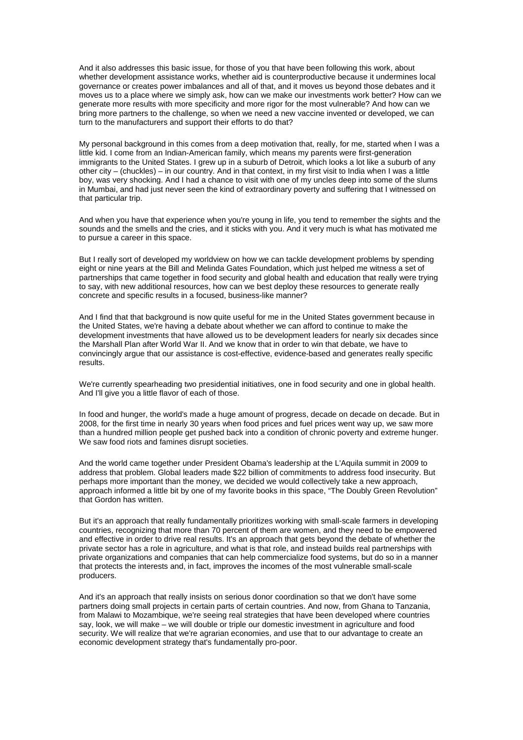And it also addresses this basic issue, for those of you that have been following this work, about whether development assistance works, whether aid is counterproductive because it undermines local governance or creates power imbalances and all of that, and it moves us beyond those debates and it moves us to a place where we simply ask, how can we make our investments work better? How can we generate more results with more specificity and more rigor for the most vulnerable? And how can we bring more partners to the challenge, so when we need a new vaccine invented or developed, we can turn to the manufacturers and support their efforts to do that?

My personal background in this comes from a deep motivation that, really, for me, started when I was a little kid. I come from an Indian-American family, which means my parents were first-generation immigrants to the United States. I grew up in a suburb of Detroit, which looks a lot like a suburb of any other city – (chuckles) – in our country. And in that context, in my first visit to India when I was a little boy, was very shocking. And I had a chance to visit with one of my uncles deep into some of the slums in Mumbai, and had just never seen the kind of extraordinary poverty and suffering that I witnessed on that particular trip.

And when you have that experience when you're young in life, you tend to remember the sights and the sounds and the smells and the cries, and it sticks with you. And it very much is what has motivated me to pursue a career in this space.

But I really sort of developed my worldview on how we can tackle development problems by spending eight or nine years at the Bill and Melinda Gates Foundation, which just helped me witness a set of partnerships that came together in food security and global health and education that really were trying to say, with new additional resources, how can we best deploy these resources to generate really concrete and specific results in a focused, business-like manner?

And I find that that background is now quite useful for me in the United States government because in the United States, we're having a debate about whether we can afford to continue to make the development investments that have allowed us to be development leaders for nearly six decades since the Marshall Plan after World War II. And we know that in order to win that debate, we have to convincingly argue that our assistance is cost-effective, evidence-based and generates really specific results.

We're currently spearheading two presidential initiatives, one in food security and one in global health. And I'll give you a little flavor of each of those.

In food and hunger, the world's made a huge amount of progress, decade on decade on decade. But in 2008, for the first time in nearly 30 years when food prices and fuel prices went way up, we saw more than a hundred million people get pushed back into a condition of chronic poverty and extreme hunger. We saw food riots and famines disrupt societies.

And the world came together under President Obama's leadership at the L'Aquila summit in 2009 to address that problem. Global leaders made $22 billion of commitments to address food insecurity. But perhaps more important than the money, we decided we would collectively take a new approach, approach informed a little bit by one of my favorite books in this space, "The Doubly Green Revolution" that Gordon has written.

But it's an approach that really fundamentally prioritizes working with small-scale farmers in developing countries, recognizing that more than 70 percent of them are women, and they need to be empowered and effective in order to drive real results. It's an approach that gets beyond the debate of whether the private sector has a role in agriculture, and what is that role, and instead builds real partnerships with private organizations and companies that can help commercialize food systems, but do so in a manner that protects the interests and, in fact, improves the incomes of the most vulnerable small-scale producers.

And it's an approach that really insists on serious donor coordination so that we don't have some partners doing small projects in certain parts of certain countries. And now, from Ghana to Tanzania, from Malawi to Mozambique, we're seeing real strategies that have been developed where countries say, look, we will make – we will double or triple our domestic investment in agriculture and food security. We will realize that we're agrarian economies, and use that to our advantage to create an economic development strategy that's fundamentally pro-poor.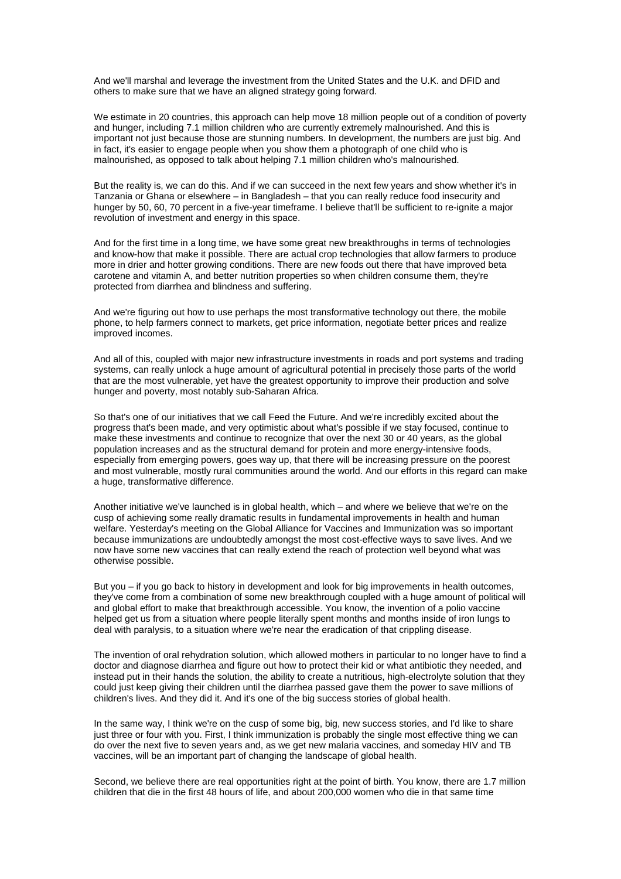And we'll marshal and leverage the investment from the United States and the U.K. and DFID and others to make sure that we have an aligned strategy going forward.

We estimate in 20 countries, this approach can help move 18 million people out of a condition of poverty and hunger, including 7.1 million children who are currently extremely malnourished. And this is important not just because those are stunning numbers. In development, the numbers are just big. And in fact, it's easier to engage people when you show them a photograph of one child who is malnourished, as opposed to talk about helping 7.1 million children who's malnourished.

But the reality is, we can do this. And if we can succeed in the next few years and show whether it's in Tanzania or Ghana or elsewhere – in Bangladesh – that you can really reduce food insecurity and hunger by 50, 60, 70 percent in a five-year timeframe. I believe that'll be sufficient to re-ignite a major revolution of investment and energy in this space.

And for the first time in a long time, we have some great new breakthroughs in terms of technologies and know-how that make it possible. There are actual crop technologies that allow farmers to produce more in drier and hotter growing conditions. There are new foods out there that have improved beta carotene and vitamin A, and better nutrition properties so when children consume them, they're protected from diarrhea and blindness and suffering.

And we're figuring out how to use perhaps the most transformative technology out there, the mobile phone, to help farmers connect to markets, get price information, negotiate better prices and realize improved incomes.

And all of this, coupled with major new infrastructure investments in roads and port systems and trading systems, can really unlock a huge amount of agricultural potential in precisely those parts of the world that are the most vulnerable, yet have the greatest opportunity to improve their production and solve hunger and poverty, most notably sub-Saharan Africa.

So that's one of our initiatives that we call Feed the Future. And we're incredibly excited about the progress that's been made, and very optimistic about what's possible if we stay focused, continue to make these investments and continue to recognize that over the next 30 or 40 years, as the global population increases and as the structural demand for protein and more energy-intensive foods, especially from emerging powers, goes way up, that there will be increasing pressure on the poorest and most vulnerable, mostly rural communities around the world. And our efforts in this regard can make a huge, transformative difference.

Another initiative we've launched is in global health, which – and where we believe that we're on the cusp of achieving some really dramatic results in fundamental improvements in health and human welfare. Yesterday's meeting on the Global Alliance for Vaccines and Immunization was so important because immunizations are undoubtedly amongst the most cost-effective ways to save lives. And we now have some new vaccines that can really extend the reach of protection well beyond what was otherwise possible.

But you – if you go back to history in development and look for big improvements in health outcomes, they've come from a combination of some new breakthrough coupled with a huge amount of political will and global effort to make that breakthrough accessible. You know, the invention of a polio vaccine helped get us from a situation where people literally spent months and months inside of iron lungs to deal with paralysis, to a situation where we're near the eradication of that crippling disease.

The invention of oral rehydration solution, which allowed mothers in particular to no longer have to find a doctor and diagnose diarrhea and figure out how to protect their kid or what antibiotic they needed, and instead put in their hands the solution, the ability to create a nutritious, high-electrolyte solution that they could just keep giving their children until the diarrhea passed gave them the power to save millions of children's lives. And they did it. And it's one of the big success stories of global health.

In the same way, I think we're on the cusp of some big, big, new success stories, and I'd like to share just three or four with you. First, I think immunization is probably the single most effective thing we can do over the next five to seven years and, as we get new malaria vaccines, and someday HIV and TB vaccines, will be an important part of changing the landscape of global health.

Second, we believe there are real opportunities right at the point of birth. You know, there are 1.7 million children that die in the first 48 hours of life, and about 200,000 women who die in that same time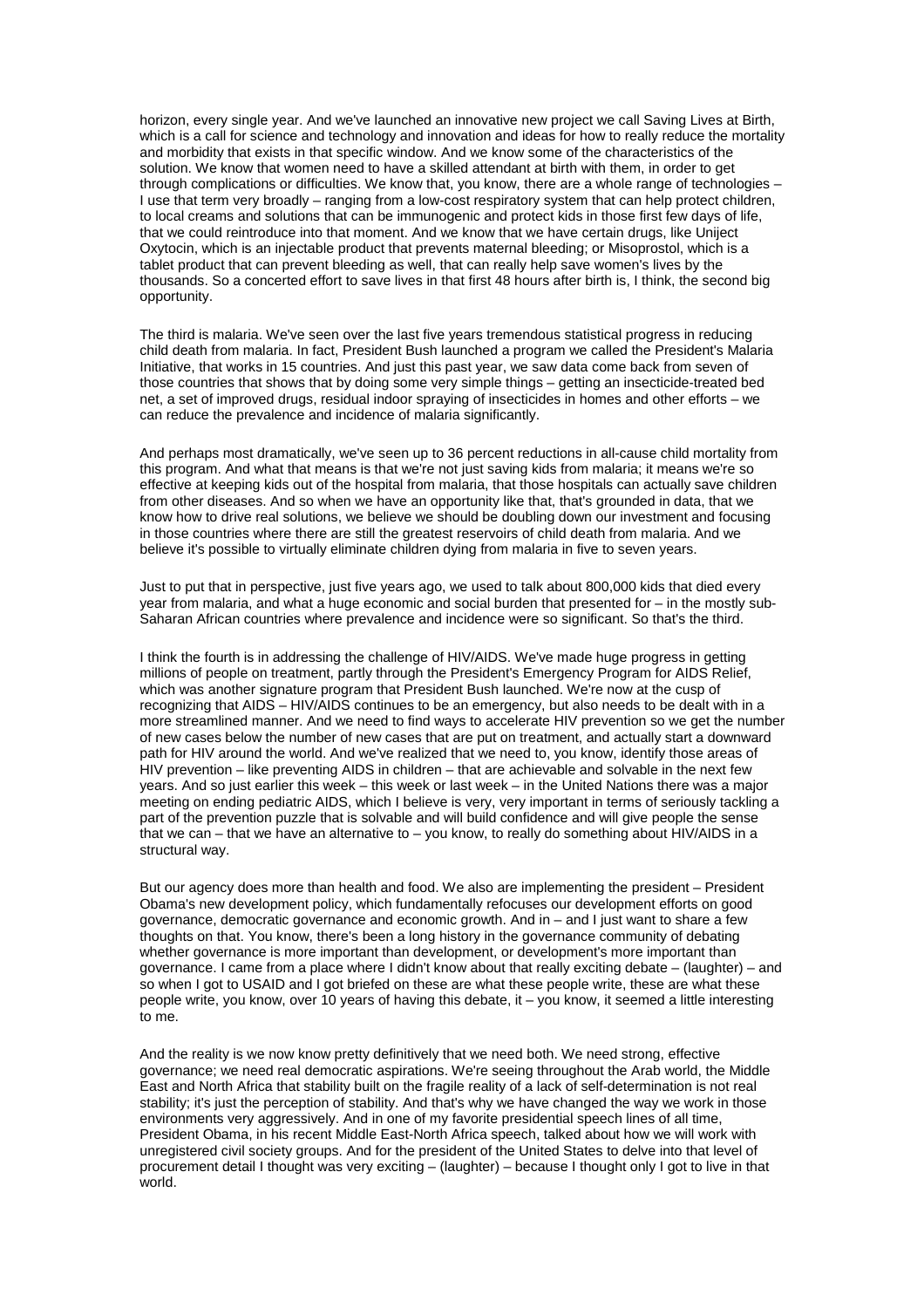horizon, every single year. And we've launched an innovative new project we call Saving Lives at Birth, which is a call for science and technology and innovation and ideas for how to really reduce the mortality and morbidity that exists in that specific window. And we know some of the characteristics of the solution. We know that women need to have a skilled attendant at birth with them, in order to get through complications or difficulties. We know that, you know, there are a whole range of technologies – I use that term very broadly – ranging from a low-cost respiratory system that can help protect children, to local creams and solutions that can be immunogenic and protect kids in those first few days of life, that we could reintroduce into that moment. And we know that we have certain drugs, like Uniject Oxytocin, which is an injectable product that prevents maternal bleeding; or Misoprostol, which is a tablet product that can prevent bleeding as well, that can really help save women's lives by the thousands. So a concerted effort to save lives in that first 48 hours after birth is, I think, the second big opportunity.

The third is malaria. We've seen over the last five years tremendous statistical progress in reducing child death from malaria. In fact, President Bush launched a program we called the President's Malaria Initiative, that works in 15 countries. And just this past year, we saw data come back from seven of those countries that shows that by doing some very simple things – getting an insecticide-treated bed net, a set of improved drugs, residual indoor spraying of insecticides in homes and other efforts – we can reduce the prevalence and incidence of malaria significantly.

And perhaps most dramatically, we've seen up to 36 percent reductions in all-cause child mortality from this program. And what that means is that we're not just saving kids from malaria; it means we're so effective at keeping kids out of the hospital from malaria, that those hospitals can actually save children from other diseases. And so when we have an opportunity like that, that's grounded in data, that we know how to drive real solutions, we believe we should be doubling down our investment and focusing in those countries where there are still the greatest reservoirs of child death from malaria. And we believe it's possible to virtually eliminate children dying from malaria in five to seven years.

Just to put that in perspective, just five years ago, we used to talk about 800,000 kids that died every year from malaria, and what a huge economic and social burden that presented for – in the mostly sub-Saharan African countries where prevalence and incidence were so significant. So that's the third.

I think the fourth is in addressing the challenge of HIV/AIDS. We've made huge progress in getting millions of people on treatment, partly through the President's Emergency Program for AIDS Relief, which was another signature program that President Bush launched. We're now at the cusp of recognizing that AIDS – HIV/AIDS continues to be an emergency, but also needs to be dealt with in a more streamlined manner. And we need to find ways to accelerate HIV prevention so we get the number of new cases below the number of new cases that are put on treatment, and actually start a downward path for HIV around the world. And we've realized that we need to, you know, identify those areas of HIV prevention – like preventing AIDS in children – that are achievable and solvable in the next few years. And so just earlier this week – this week or last week – in the United Nations there was a major meeting on ending pediatric AIDS, which I believe is very, very important in terms of seriously tackling a part of the prevention puzzle that is solvable and will build confidence and will give people the sense that we can – that we have an alternative to – you know, to really do something about HIV/AIDS in a structural way.

But our agency does more than health and food. We also are implementing the president – President Obama's new development policy, which fundamentally refocuses our development efforts on good governance, democratic governance and economic growth. And in – and I just want to share a few thoughts on that. You know, there's been a long history in the governance community of debating whether governance is more important than development, or development's more important than governance. I came from a place where I didn't know about that really exciting debate – (laughter) – and so when I got to USAID and I got briefed on these are what these people write, these are what these people write, you know, over 10 years of having this debate, it – you know, it seemed a little interesting to me.

And the reality is we now know pretty definitively that we need both. We need strong, effective governance; we need real democratic aspirations. We're seeing throughout the Arab world, the Middle East and North Africa that stability built on the fragile reality of a lack of self-determination is not real stability; it's just the perception of stability. And that's why we have changed the way we work in those environments very aggressively. And in one of my favorite presidential speech lines of all time, President Obama, in his recent Middle East-North Africa speech, talked about how we will work with unregistered civil society groups. And for the president of the United States to delve into that level of procurement detail I thought was very exciting – (laughter) – because I thought only I got to live in that world.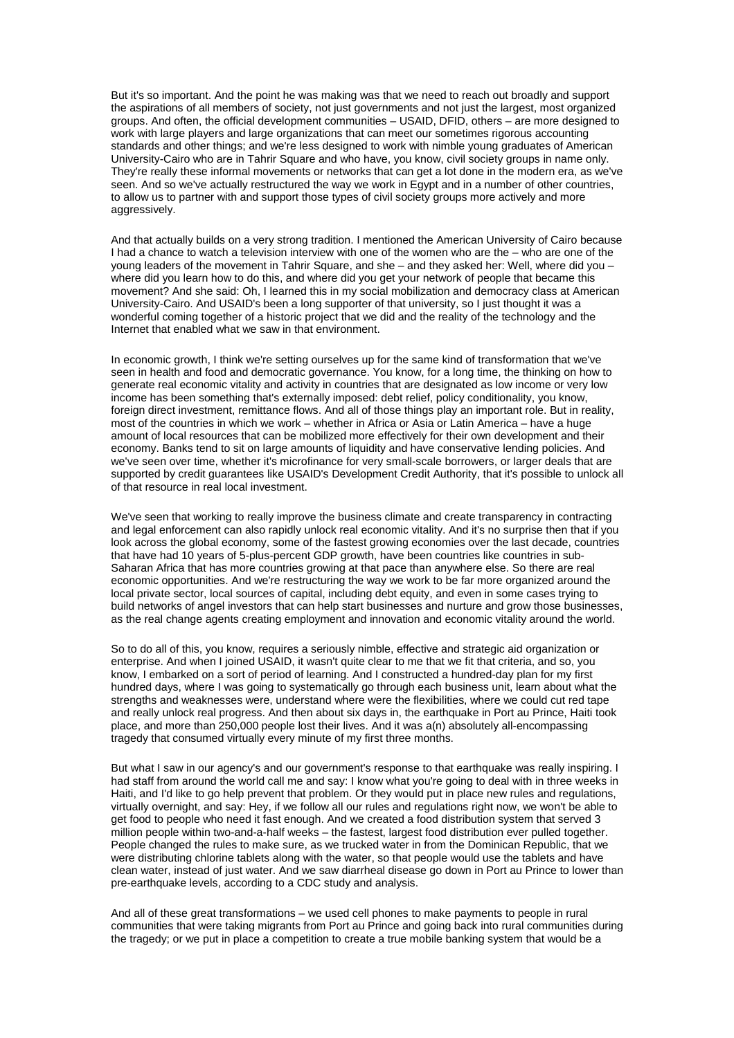But it's so important. And the point he was making was that we need to reach out broadly and support the aspirations of all members of society, not just governments and not just the largest, most organized groups. And often, the official development communities – USAID, DFID, others – are more designed to work with large players and large organizations that can meet our sometimes rigorous accounting standards and other things; and we're less designed to work with nimble young graduates of American University-Cairo who are in Tahrir Square and who have, you know, civil society groups in name only. They're really these informal movements or networks that can get a lot done in the modern era, as we've seen. And so we've actually restructured the way we work in Egypt and in a number of other countries, to allow us to partner with and support those types of civil society groups more actively and more aggressively.

And that actually builds on a very strong tradition. I mentioned the American University of Cairo because I had a chance to watch a television interview with one of the women who are the – who are one of the young leaders of the movement in Tahrir Square, and she – and they asked her: Well, where did you – where did you learn how to do this, and where did you get your network of people that became this movement? And she said: Oh, I learned this in my social mobilization and democracy class at American University-Cairo. And USAID's been a long supporter of that university, so I just thought it was a wonderful coming together of a historic project that we did and the reality of the technology and the Internet that enabled what we saw in that environment.

In economic growth, I think we're setting ourselves up for the same kind of transformation that we've seen in health and food and democratic governance. You know, for a long time, the thinking on how to generate real economic vitality and activity in countries that are designated as low income or very low income has been something that's externally imposed: debt relief, policy conditionality, you know, foreign direct investment, remittance flows. And all of those things play an important role. But in reality, most of the countries in which we work – whether in Africa or Asia or Latin America – have a huge amount of local resources that can be mobilized more effectively for their own development and their economy. Banks tend to sit on large amounts of liquidity and have conservative lending policies. And we've seen over time, whether it's microfinance for very small-scale borrowers, or larger deals that are supported by credit guarantees like USAID's Development Credit Authority, that it's possible to unlock all of that resource in real local investment.

We've seen that working to really improve the business climate and create transparency in contracting and legal enforcement can also rapidly unlock real economic vitality. And it's no surprise then that if you look across the global economy, some of the fastest growing economies over the last decade, countries that have had 10 years of 5-plus-percent GDP growth, have been countries like countries in sub-Saharan Africa that has more countries growing at that pace than anywhere else. So there are real economic opportunities. And we're restructuring the way we work to be far more organized around the local private sector, local sources of capital, including debt equity, and even in some cases trying to build networks of angel investors that can help start businesses and nurture and grow those businesses, as the real change agents creating employment and innovation and economic vitality around the world.

So to do all of this, you know, requires a seriously nimble, effective and strategic aid organization or enterprise. And when I joined USAID, it wasn't quite clear to me that we fit that criteria, and so, you know, I embarked on a sort of period of learning. And I constructed a hundred-day plan for my first hundred days, where I was going to systematically go through each business unit, learn about what the strengths and weaknesses were, understand where were the flexibilities, where we could cut red tape and really unlock real progress. And then about six days in, the earthquake in Port au Prince, Haiti took place, and more than 250,000 people lost their lives. And it was a(n) absolutely all-encompassing tragedy that consumed virtually every minute of my first three months.

But what I saw in our agency's and our government's response to that earthquake was really inspiring. I had staff from around the world call me and say: I know what you're going to deal with in three weeks in Haiti, and I'd like to go help prevent that problem. Or they would put in place new rules and regulations, virtually overnight, and say: Hey, if we follow all our rules and regulations right now, we won't be able to get food to people who need it fast enough. And we created a food distribution system that served 3 million people within two-and-a-half weeks – the fastest, largest food distribution ever pulled together. People changed the rules to make sure, as we trucked water in from the Dominican Republic, that we were distributing chlorine tablets along with the water, so that people would use the tablets and have clean water, instead of just water. And we saw diarrheal disease go down in Port au Prince to lower than pre-earthquake levels, according to a CDC study and analysis.

And all of these great transformations – we used cell phones to make payments to people in rural communities that were taking migrants from Port au Prince and going back into rural communities during the tragedy; or we put in place a competition to create a true mobile banking system that would be a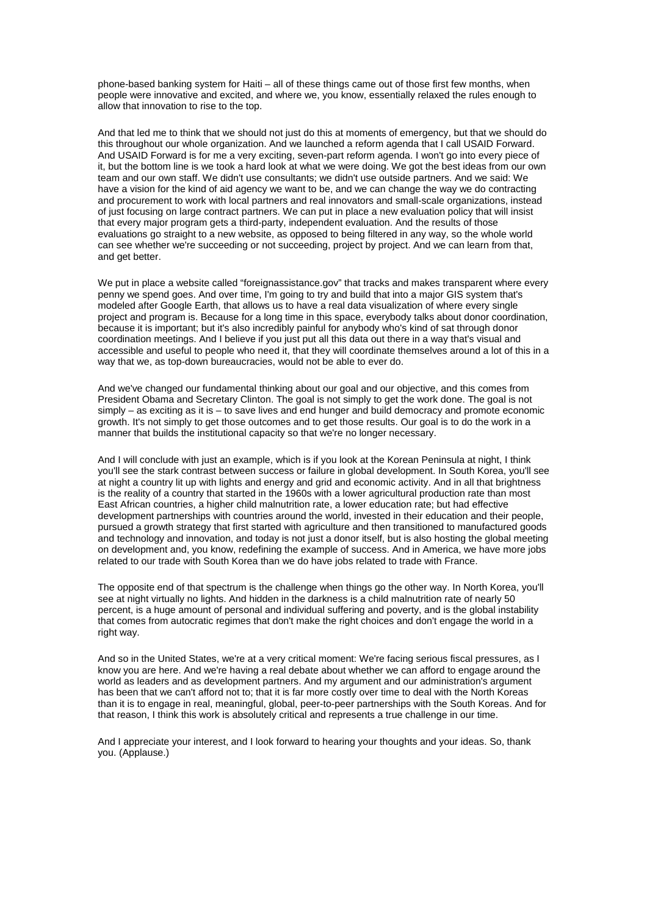phone-based banking system for Haiti – all of these things came out of those first few months, when people were innovative and excited, and where we, you know, essentially relaxed the rules enough to allow that innovation to rise to the top.

And that led me to think that we should not just do this at moments of emergency, but that we should do this throughout our whole organization. And we launched a reform agenda that I call USAID Forward. And USAID Forward is for me a very exciting, seven-part reform agenda. I won't go into every piece of it, but the bottom line is we took a hard look at what we were doing. We got the best ideas from our own team and our own staff. We didn't use consultants; we didn't use outside partners. And we said: We have a vision for the kind of aid agency we want to be, and we can change the way we do contracting and procurement to work with local partners and real innovators and small-scale organizations, instead of just focusing on large contract partners. We can put in place a new evaluation policy that will insist that every major program gets a third-party, independent evaluation. And the results of those evaluations go straight to a new website, as opposed to being filtered in any way, so the whole world can see whether we're succeeding or not succeeding, project by project. And we can learn from that, and get better.

We put in place a website called "foreignassistance.gov" that tracks and makes transparent where every penny we spend goes. And over time, I'm going to try and build that into a major GIS system that's modeled after Google Earth, that allows us to have a real data visualization of where every single project and program is. Because for a long time in this space, everybody talks about donor coordination, because it is important; but it's also incredibly painful for anybody who's kind of sat through donor coordination meetings. And I believe if you just put all this data out there in a way that's visual and accessible and useful to people who need it, that they will coordinate themselves around a lot of this in a way that we, as top-down bureaucracies, would not be able to ever do.

And we've changed our fundamental thinking about our goal and our objective, and this comes from President Obama and Secretary Clinton. The goal is not simply to get the work done. The goal is not simply – as exciting as it is – to save lives and end hunger and build democracy and promote economic growth. It's not simply to get those outcomes and to get those results. Our goal is to do the work in a manner that builds the institutional capacity so that we're no longer necessary.

And I will conclude with just an example, which is if you look at the Korean Peninsula at night, I think you'll see the stark contrast between success or failure in global development. In South Korea, you'll see at night a country lit up with lights and energy and grid and economic activity. And in all that brightness is the reality of a country that started in the 1960s with a lower agricultural production rate than most East African countries, a higher child malnutrition rate, a lower education rate; but had effective development partnerships with countries around the world, invested in their education and their people, pursued a growth strategy that first started with agriculture and then transitioned to manufactured goods and technology and innovation, and today is not just a donor itself, but is also hosting the global meeting on development and, you know, redefining the example of success. And in America, we have more jobs related to our trade with South Korea than we do have jobs related to trade with France.

The opposite end of that spectrum is the challenge when things go the other way. In North Korea, you'll see at night virtually no lights. And hidden in the darkness is a child malnutrition rate of nearly 50 percent, is a huge amount of personal and individual suffering and poverty, and is the global instability that comes from autocratic regimes that don't make the right choices and don't engage the world in a right way.

And so in the United States, we're at a very critical moment: We're facing serious fiscal pressures, as I know you are here. And we're having a real debate about whether we can afford to engage around the world as leaders and as development partners. And my argument and our administration's argument has been that we can't afford not to; that it is far more costly over time to deal with the North Koreas than it is to engage in real, meaningful, global, peer-to-peer partnerships with the South Koreas. And for that reason, I think this work is absolutely critical and represents a true challenge in our time.

And I appreciate your interest, and I look forward to hearing your thoughts and your ideas. So, thank you. (Applause.)